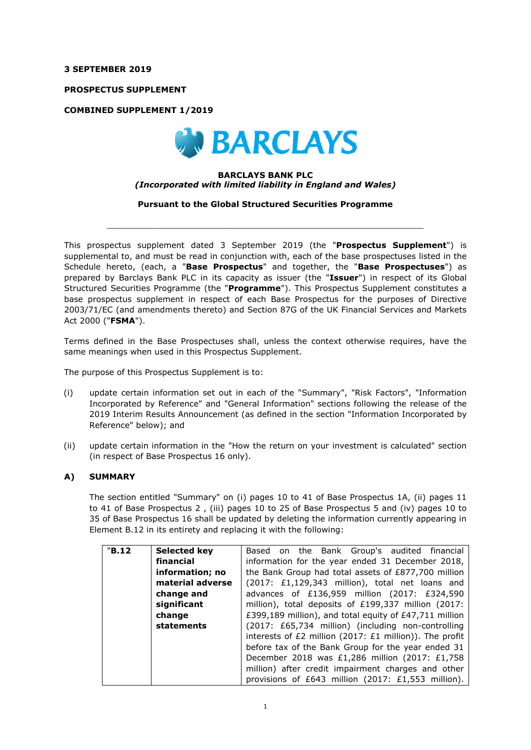**3 SEPTEMBER 2019**

**PROSPECTUS SUPPLEMENT**

**COMBINED SUPPLEMENT 1/2019**

**BARCLAYS BANK PLC**
***(Incorporated with limited liability in England and Wales)***

**Pursuant to the Global Structured Securities Programme**

---

This prospectus supplement dated 3 September 2019 (the "**Prospectus Supplement**") is supplemental to, and must be read in conjunction with, each of the base prospectuses listed in the Schedule hereto, (each, a "**Base Prospectus**" and together, the "**Base Prospectuses**") as prepared by Barclays Bank PLC in its capacity as issuer (the "**Issuer**") in respect of its Global Structured Securities Programme (the "**Programme**"). This Prospectus Supplement constitutes a base prospectus supplement in respect of each Base Prospectus for the purposes of Directive 2003/71/EC (and amendments thereto) and Section 87G of the UK Financial Services and Markets Act 2000 ("**FSMA**").

Terms defined in the Base Prospectuses shall, unless the context otherwise requires, have the same meanings when used in this Prospectus Supplement.

The purpose of this Prospectus Supplement is to:

(i) update certain information set out in each of the "Summary", "Risk Factors", "Information Incorporated by Reference" and "General Information" sections following the release of the 2019 Interim Results Announcement (as defined in the section "Information Incorporated by Reference" below); and

(ii) update certain information in the "How the return on your investment is calculated" section (in respect of Base Prospectus 16 only).

## A) SUMMARY

The section entitled "Summary" on (i) pages 10 to 41 of Base Prospectus 1A, (ii) pages 11 to 41 of Base Prospectus 2 , (iii) pages 10 to 25 of Base Prospectus 5 and (iv) pages 10 to 35 of Base Prospectus 16 shall be updated by deleting the information currently appearing in Element B.12 in its entirety and replacing it with the following:

| | | |
|---|---|---|
| "**B.12** | **Selected key financial information; no material adverse change and significant change statements** | Based on the Bank Group's audited financial information for the year ended 31 December 2018, the Bank Group had total assets of £877,700 million (2017: £1,129,343 million), total net loans and advances of £136,959 million (2017: £324,590 million), total deposits of £199,337 million (2017: £399,189 million), and total equity of £47,711 million (2017: £65,734 million) (including non-controlling interests of £2 million (2017: £1 million)). The profit before tax of the Bank Group for the year ended 31 December 2018 was £1,286 million (2017: £1,758 million) after credit impairment charges and other provisions of £643 million (2017: £1,553 million). |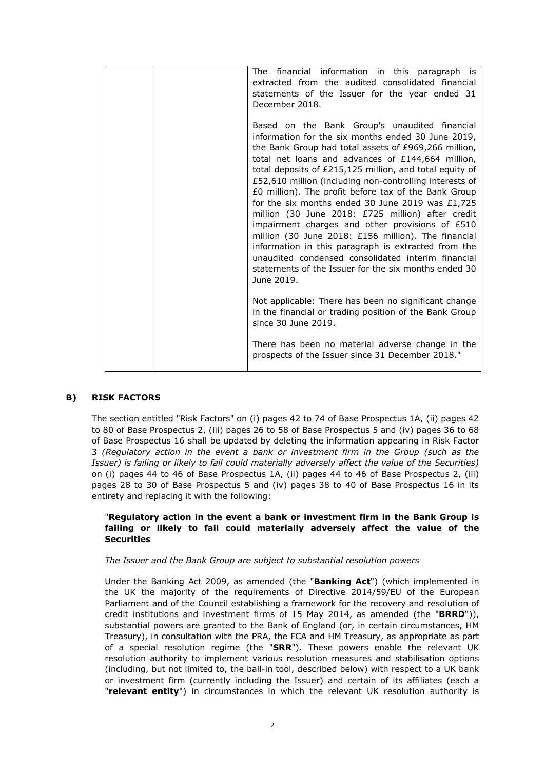| | | The financial information in this paragraph is extracted from the audited consolidated financial statements of the Issuer for the year ended 31 December 2018.<br><br>Based on the Bank Group's unaudited financial information for the six months ended 30 June 2019, the Bank Group had total assets of £969,266 million, total net loans and advances of £144,664 million, total deposits of £215,125 million, and total equity of £52,610 million (including non-controlling interests of £0 million). The profit before tax of the Bank Group for the six months ended 30 June 2019 was £1,725 million (30 June 2018: £725 million) after credit impairment charges and other provisions of £510 million (30 June 2018: £156 million). The financial information in this paragraph is extracted from the unaudited condensed consolidated interim financial statements of the Issuer for the six months ended 30 June 2019.<br><br>Not applicable: There has been no significant change in the financial or trading position of the Bank Group since 30 June 2019.<br><br>There has been no material adverse change in the prospects of the Issuer since 31 December 2018." |
|---|---|---|

## B) RISK FACTORS

The section entitled "Risk Factors" on (i) pages 42 to 74 of Base Prospectus 1A, (ii) pages 42 to 80 of Base Prospectus 2, (iii) pages 26 to 58 of Base Prospectus 5 and (iv) pages 36 to 68 of Base Prospectus 16 shall be updated by deleting the information appearing in Risk Factor 3 *(Regulatory action in the event a bank or investment firm in the Group (such as the Issuer) is failing or likely to fail could materially adversely affect the value of the Securities)* on (i) pages 44 to 46 of Base Prospectus 1A, (ii) pages 44 to 46 of Base Prospectus 2, (iii) pages 28 to 30 of Base Prospectus 5 and (iv) pages 38 to 40 of Base Prospectus 16 in its entirety and replacing it with the following:

"**Regulatory action in the event a bank or investment firm in the Bank Group is failing or likely to fail could materially adversely affect the value of the Securities**

*The Issuer and the Bank Group are subject to substantial resolution powers*

Under the Banking Act 2009, as amended (the "**Banking Act**") (which implemented in the UK the majority of the requirements of Directive 2014/59/EU of the European Parliament and of the Council establishing a framework for the recovery and resolution of credit institutions and investment firms of 15 May 2014, as amended (the "**BRRD**")), substantial powers are granted to the Bank of England (or, in certain circumstances, HM Treasury), in consultation with the PRA, the FCA and HM Treasury, as appropriate as part of a special resolution regime (the "**SRR**"). These powers enable the relevant UK resolution authority to implement various resolution measures and stabilisation options (including, but not limited to, the bail-in tool, described below) with respect to a UK bank or investment firm (currently including the Issuer) and certain of its affiliates (each a "**relevant entity**") in circumstances in which the relevant UK resolution authority is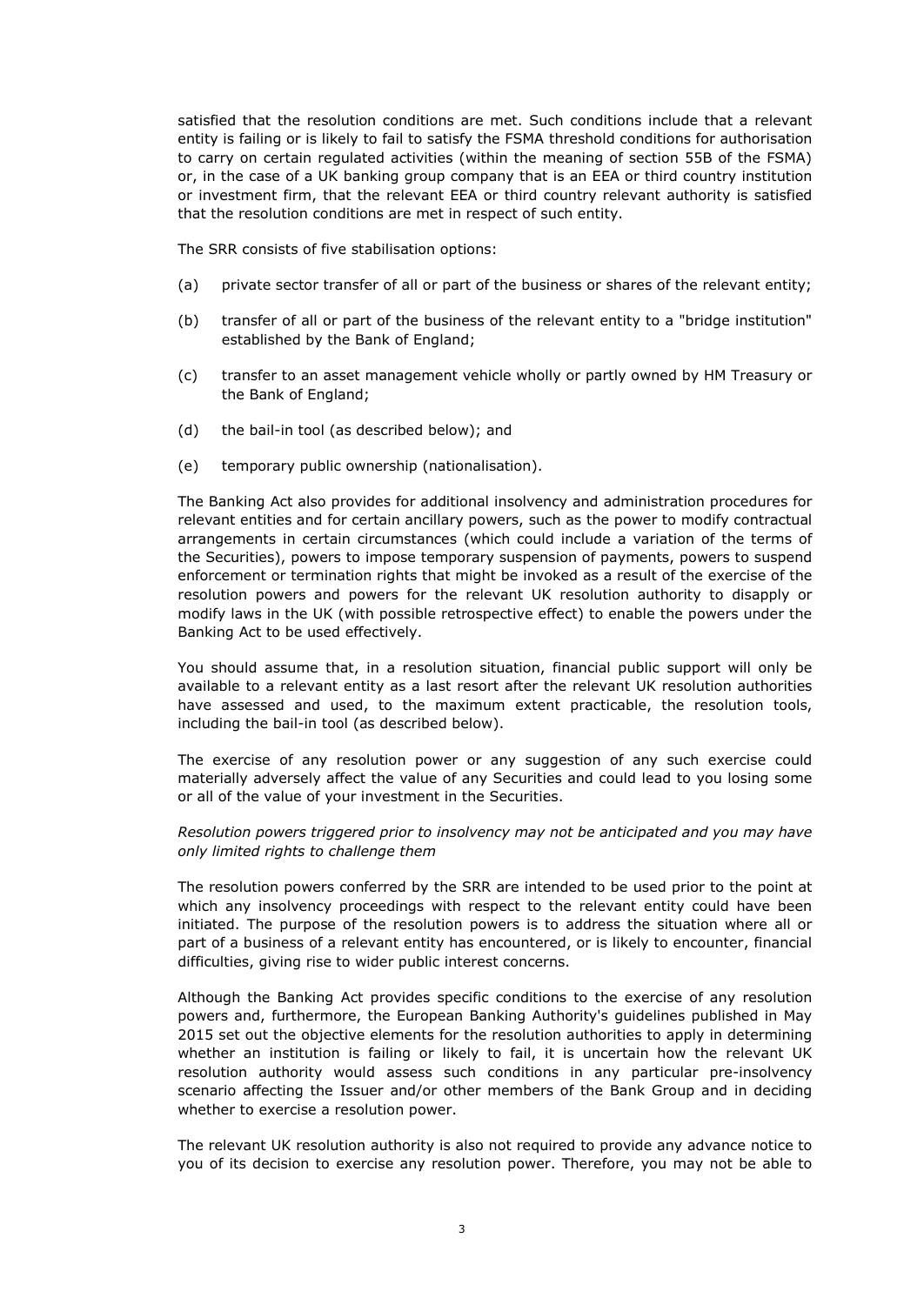satisfied that the resolution conditions are met. Such conditions include that a relevant entity is failing or is likely to fail to satisfy the FSMA threshold conditions for authorisation to carry on certain regulated activities (within the meaning of section 55B of the FSMA) or, in the case of a UK banking group company that is an EEA or third country institution or investment firm, that the relevant EEA or third country relevant authority is satisfied that the resolution conditions are met in respect of such entity.

The SRR consists of five stabilisation options:

(a) private sector transfer of all or part of the business or shares of the relevant entity;

(b) transfer of all or part of the business of the relevant entity to a "bridge institution" established by the Bank of England;

(c) transfer to an asset management vehicle wholly or partly owned by HM Treasury or the Bank of England;

(d) the bail-in tool (as described below); and

(e) temporary public ownership (nationalisation).

The Banking Act also provides for additional insolvency and administration procedures for relevant entities and for certain ancillary powers, such as the power to modify contractual arrangements in certain circumstances (which could include a variation of the terms of the Securities), powers to impose temporary suspension of payments, powers to suspend enforcement or termination rights that might be invoked as a result of the exercise of the resolution powers and powers for the relevant UK resolution authority to disapply or modify laws in the UK (with possible retrospective effect) to enable the powers under the Banking Act to be used effectively.

You should assume that, in a resolution situation, financial public support will only be available to a relevant entity as a last resort after the relevant UK resolution authorities have assessed and used, to the maximum extent practicable, the resolution tools, including the bail-in tool (as described below).

The exercise of any resolution power or any suggestion of any such exercise could materially adversely affect the value of any Securities and could lead to you losing some or all of the value of your investment in the Securities.

*Resolution powers triggered prior to insolvency may not be anticipated and you may have only limited rights to challenge them*

The resolution powers conferred by the SRR are intended to be used prior to the point at which any insolvency proceedings with respect to the relevant entity could have been initiated. The purpose of the resolution powers is to address the situation where all or part of a business of a relevant entity has encountered, or is likely to encounter, financial difficulties, giving rise to wider public interest concerns.

Although the Banking Act provides specific conditions to the exercise of any resolution powers and, furthermore, the European Banking Authority's guidelines published in May 2015 set out the objective elements for the resolution authorities to apply in determining whether an institution is failing or likely to fail, it is uncertain how the relevant UK resolution authority would assess such conditions in any particular pre-insolvency scenario affecting the Issuer and/or other members of the Bank Group and in deciding whether to exercise a resolution power.

The relevant UK resolution authority is also not required to provide any advance notice to you of its decision to exercise any resolution power. Therefore, you may not be able to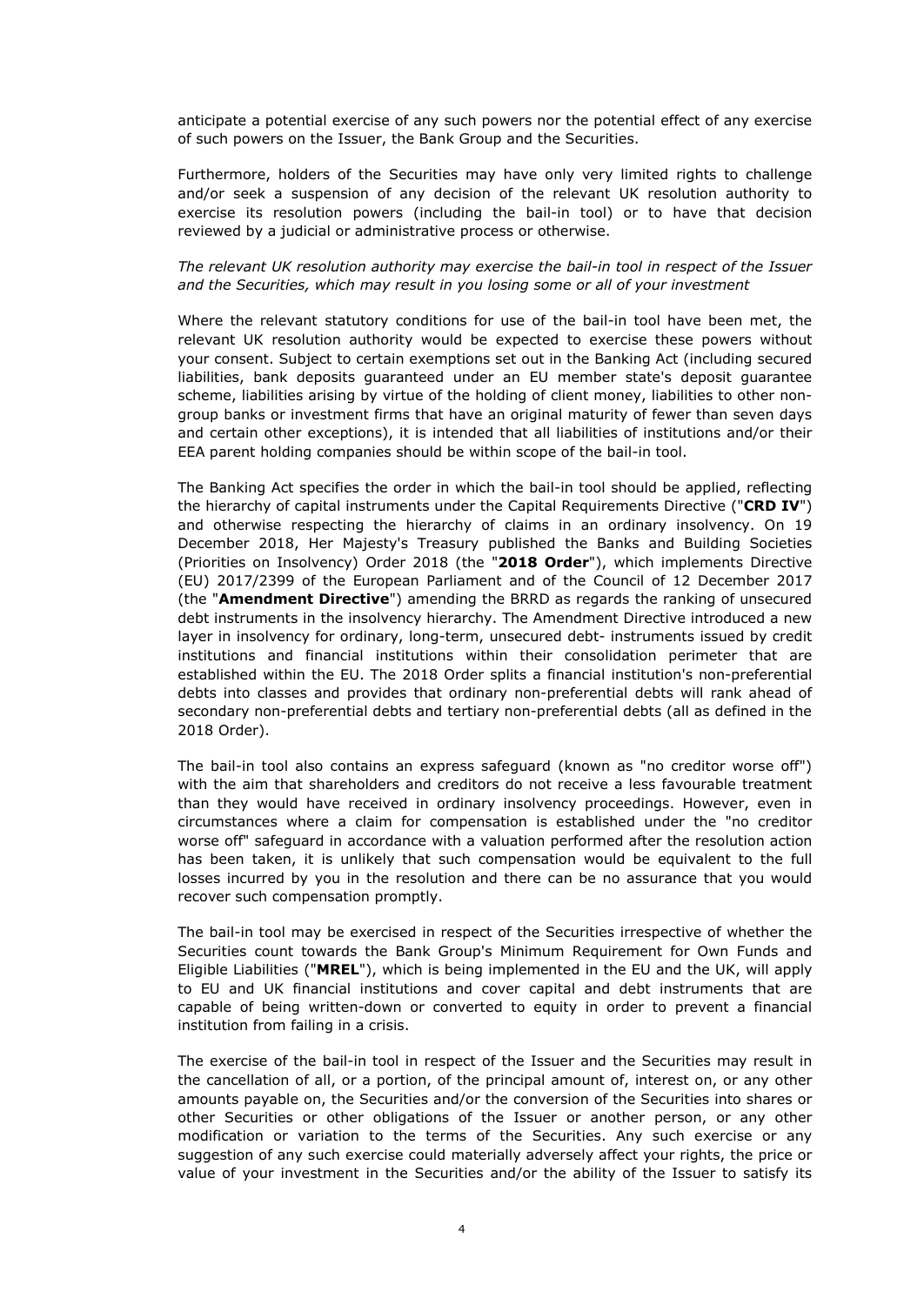anticipate a potential exercise of any such powers nor the potential effect of any exercise of such powers on the Issuer, the Bank Group and the Securities.

Furthermore, holders of the Securities may have only very limited rights to challenge and/or seek a suspension of any decision of the relevant UK resolution authority to exercise its resolution powers (including the bail-in tool) or to have that decision reviewed by a judicial or administrative process or otherwise.

*The relevant UK resolution authority may exercise the bail-in tool in respect of the Issuer and the Securities, which may result in you losing some or all of your investment*

Where the relevant statutory conditions for use of the bail-in tool have been met, the relevant UK resolution authority would be expected to exercise these powers without your consent. Subject to certain exemptions set out in the Banking Act (including secured liabilities, bank deposits guaranteed under an EU member state's deposit guarantee scheme, liabilities arising by virtue of the holding of client money, liabilities to other non-group banks or investment firms that have an original maturity of fewer than seven days and certain other exceptions), it is intended that all liabilities of institutions and/or their EEA parent holding companies should be within scope of the bail-in tool.

The Banking Act specifies the order in which the bail-in tool should be applied, reflecting the hierarchy of capital instruments under the Capital Requirements Directive ("**CRD IV**") and otherwise respecting the hierarchy of claims in an ordinary insolvency. On 19 December 2018, Her Majesty's Treasury published the Banks and Building Societies (Priorities on Insolvency) Order 2018 (the "**2018 Order**"), which implements Directive (EU) 2017/2399 of the European Parliament and of the Council of 12 December 2017 (the "**Amendment Directive**") amending the BRRD as regards the ranking of unsecured debt instruments in the insolvency hierarchy. The Amendment Directive introduced a new layer in insolvency for ordinary, long-term, unsecured debt- instruments issued by credit institutions and financial institutions within their consolidation perimeter that are established within the EU. The 2018 Order splits a financial institution's non-preferential debts into classes and provides that ordinary non-preferential debts will rank ahead of secondary non-preferential debts and tertiary non-preferential debts (all as defined in the 2018 Order).

The bail-in tool also contains an express safeguard (known as "no creditor worse off") with the aim that shareholders and creditors do not receive a less favourable treatment than they would have received in ordinary insolvency proceedings. However, even in circumstances where a claim for compensation is established under the "no creditor worse off" safeguard in accordance with a valuation performed after the resolution action has been taken, it is unlikely that such compensation would be equivalent to the full losses incurred by you in the resolution and there can be no assurance that you would recover such compensation promptly.

The bail-in tool may be exercised in respect of the Securities irrespective of whether the Securities count towards the Bank Group's Minimum Requirement for Own Funds and Eligible Liabilities ("**MREL**"), which is being implemented in the EU and the UK, will apply to EU and UK financial institutions and cover capital and debt instruments that are capable of being written-down or converted to equity in order to prevent a financial institution from failing in a crisis.

The exercise of the bail-in tool in respect of the Issuer and the Securities may result in the cancellation of all, or a portion, of the principal amount of, interest on, or any other amounts payable on, the Securities and/or the conversion of the Securities into shares or other Securities or other obligations of the Issuer or another person, or any other modification or variation to the terms of the Securities. Any such exercise or any suggestion of any such exercise could materially adversely affect your rights, the price or value of your investment in the Securities and/or the ability of the Issuer to satisfy its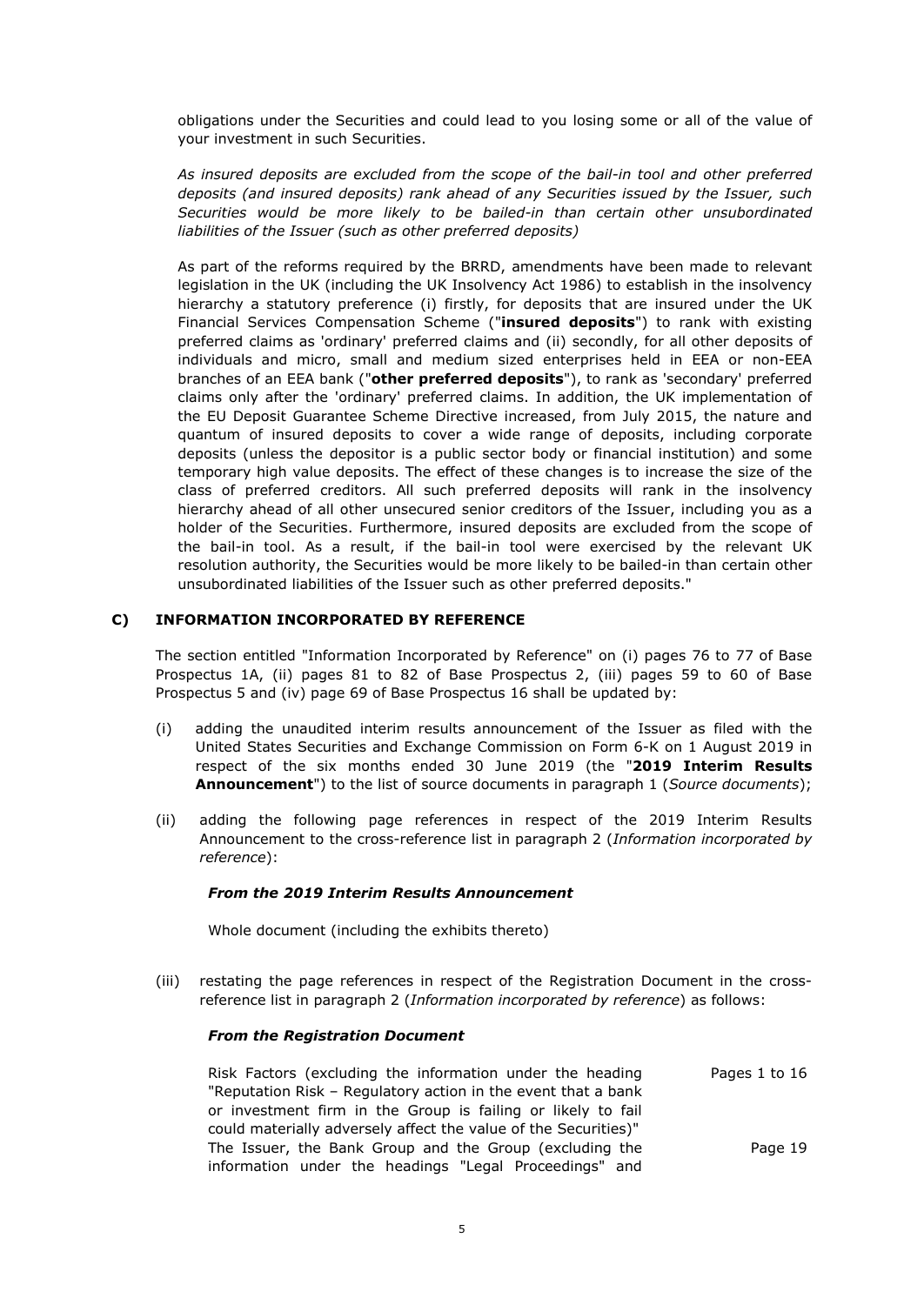obligations under the Securities and could lead to you losing some or all of the value of your investment in such Securities.

*As insured deposits are excluded from the scope of the bail-in tool and other preferred deposits (and insured deposits) rank ahead of any Securities issued by the Issuer, such Securities would be more likely to be bailed-in than certain other unsubordinated liabilities of the Issuer (such as other preferred deposits)*

As part of the reforms required by the BRRD, amendments have been made to relevant legislation in the UK (including the UK Insolvency Act 1986) to establish in the insolvency hierarchy a statutory preference (i) firstly, for deposits that are insured under the UK Financial Services Compensation Scheme ("**insured deposits**") to rank with existing preferred claims as 'ordinary' preferred claims and (ii) secondly, for all other deposits of individuals and micro, small and medium sized enterprises held in EEA or non-EEA branches of an EEA bank ("**other preferred deposits**"), to rank as 'secondary' preferred claims only after the 'ordinary' preferred claims. In addition, the UK implementation of the EU Deposit Guarantee Scheme Directive increased, from July 2015, the nature and quantum of insured deposits to cover a wide range of deposits, including corporate deposits (unless the depositor is a public sector body or financial institution) and some temporary high value deposits. The effect of these changes is to increase the size of the class of preferred creditors. All such preferred deposits will rank in the insolvency hierarchy ahead of all other unsecured senior creditors of the Issuer, including you as a holder of the Securities. Furthermore, insured deposits are excluded from the scope of the bail-in tool. As a result, if the bail-in tool were exercised by the relevant UK resolution authority, the Securities would be more likely to be bailed-in than certain other unsubordinated liabilities of the Issuer such as other preferred deposits."

## C) INFORMATION INCORPORATED BY REFERENCE

The section entitled "Information Incorporated by Reference" on (i) pages 76 to 77 of Base Prospectus 1A, (ii) pages 81 to 82 of Base Prospectus 2, (iii) pages 59 to 60 of Base Prospectus 5 and (iv) page 69 of Base Prospectus 16 shall be updated by:

(i) adding the unaudited interim results announcement of the Issuer as filed with the United States Securities and Exchange Commission on Form 6-K on 1 August 2019 in respect of the six months ended 30 June 2019 (the "**2019 Interim Results Announcement**") to the list of source documents in paragraph 1 (*Source documents*);

(ii) adding the following page references in respect of the 2019 Interim Results Announcement to the cross-reference list in paragraph 2 (*Information incorporated by reference*):

***From the 2019 Interim Results Announcement***

Whole document (including the exhibits thereto)

(iii) restating the page references in respect of the Registration Document in the cross-reference list in paragraph 2 (*Information incorporated by reference*) as follows:

***From the Registration Document***

| | |
|---|---|
| Risk Factors (excluding the information under the heading "Reputation Risk – Regulatory action in the event that a bank or investment firm in the Group is failing or likely to fail could materially adversely affect the value of the Securities)" | Pages 1 to 16 |
| The Issuer, the Bank Group and the Group (excluding the information under the headings "Legal Proceedings" and | Page 19 |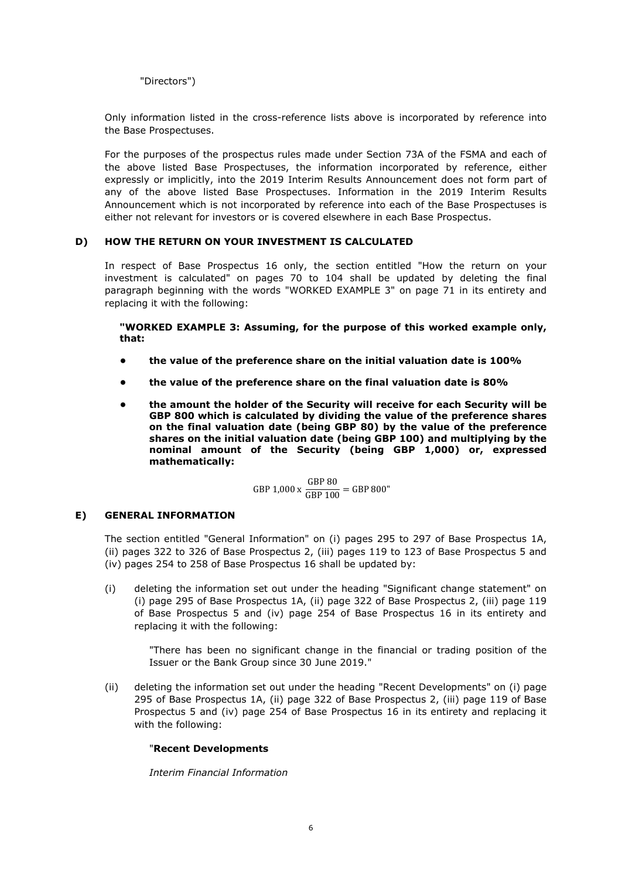"Directors")

Only information listed in the cross-reference lists above is incorporated by reference into the Base Prospectuses.

For the purposes of the prospectus rules made under Section 73A of the FSMA and each of the above listed Base Prospectuses, the information incorporated by reference, either expressly or implicitly, into the 2019 Interim Results Announcement does not form part of any of the above listed Base Prospectuses. Information in the 2019 Interim Results Announcement which is not incorporated by reference into each of the Base Prospectuses is either not relevant for investors or is covered elsewhere in each Base Prospectus.

## D) HOW THE RETURN ON YOUR INVESTMENT IS CALCULATED

In respect of Base Prospectus 16 only, the section entitled "How the return on your investment is calculated" on pages 70 to 104 shall be updated by deleting the final paragraph beginning with the words "WORKED EXAMPLE 3" on page 71 in its entirety and replacing it with the following:

**"WORKED EXAMPLE 3: Assuming, for the purpose of this worked example only, that:**

- **the value of the preference share on the initial valuation date is 100%**
- **the value of the preference share on the final valuation date is 80%**
- **the amount the holder of the Security will receive for each Security will be GBP 800 which is calculated by dividing the value of the preference shares on the final valuation date (being GBP 80) by the value of the preference shares on the initial valuation date (being GBP 100) and multiplying by the nominal amount of the Security (being GBP 1,000) or, expressed mathematically:**

$$\text{GBP 1,000 x } \frac{\text{GBP 80}}{\text{GBP 100}} = \text{GBP 800"}$$

## E) GENERAL INFORMATION

The section entitled "General Information" on (i) pages 295 to 297 of Base Prospectus 1A, (ii) pages 322 to 326 of Base Prospectus 2, (iii) pages 119 to 123 of Base Prospectus 5 and (iv) pages 254 to 258 of Base Prospectus 16 shall be updated by:

(i) deleting the information set out under the heading "Significant change statement" on (i) page 295 of Base Prospectus 1A, (ii) page 322 of Base Prospectus 2, (iii) page 119 of Base Prospectus 5 and (iv) page 254 of Base Prospectus 16 in its entirety and replacing it with the following:

"There has been no significant change in the financial or trading position of the Issuer or the Bank Group since 30 June 2019."

(ii) deleting the information set out under the heading "Recent Developments" on (i) page 295 of Base Prospectus 1A, (ii) page 322 of Base Prospectus 2, (iii) page 119 of Base Prospectus 5 and (iv) page 254 of Base Prospectus 16 in its entirety and replacing it with the following:

"**Recent Developments**

*Interim Financial Information*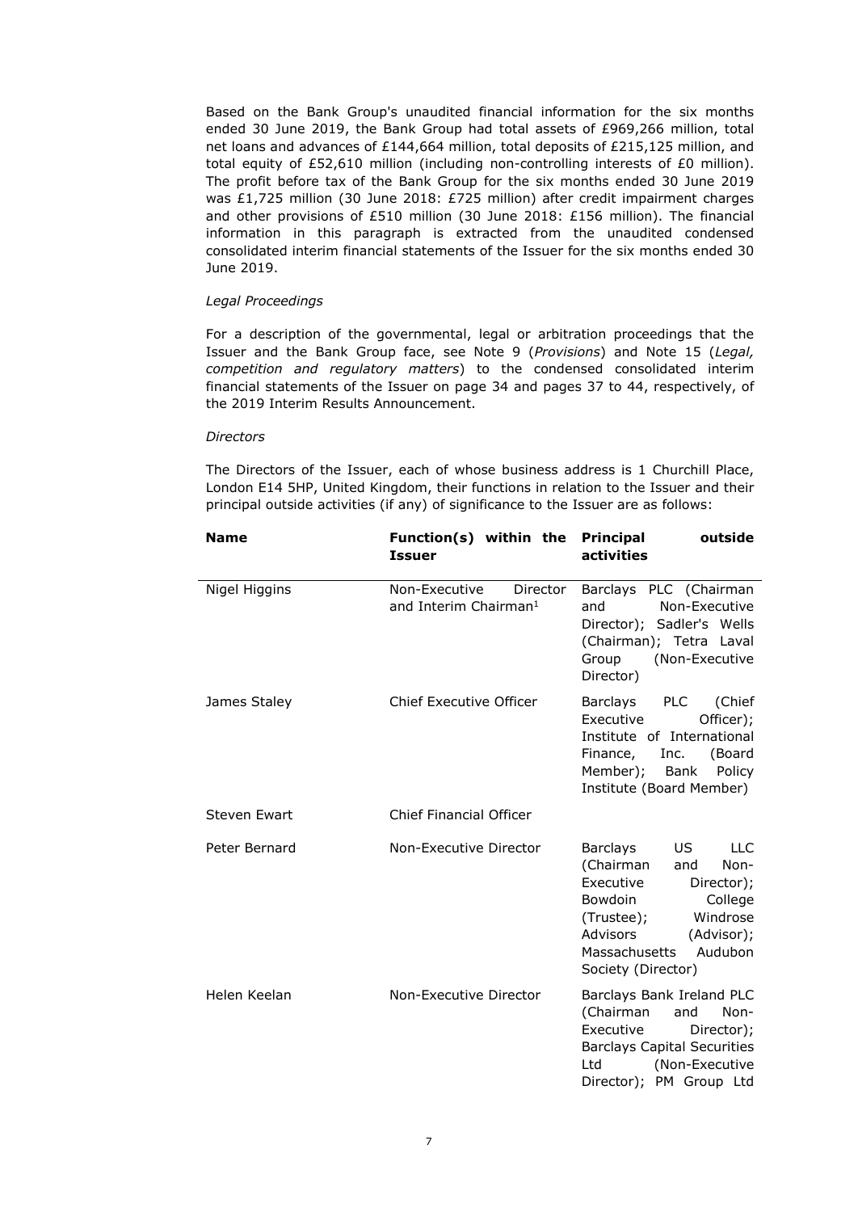Based on the Bank Group's unaudited financial information for the six months ended 30 June 2019, the Bank Group had total assets of £969,266 million, total net loans and advances of £144,664 million, total deposits of £215,125 million, and total equity of £52,610 million (including non-controlling interests of £0 million). The profit before tax of the Bank Group for the six months ended 30 June 2019 was £1,725 million (30 June 2018: £725 million) after credit impairment charges and other provisions of £510 million (30 June 2018: £156 million). The financial information in this paragraph is extracted from the unaudited condensed consolidated interim financial statements of the Issuer for the six months ended 30 June 2019.

*Legal Proceedings*

For a description of the governmental, legal or arbitration proceedings that the Issuer and the Bank Group face, see Note 9 (*Provisions*) and Note 15 (*Legal, competition and regulatory matters*) to the condensed consolidated interim financial statements of the Issuer on page 34 and pages 37 to 44, respectively, of the 2019 Interim Results Announcement.

*Directors*

The Directors of the Issuer, each of whose business address is 1 Churchill Place, London E14 5HP, United Kingdom, their functions in relation to the Issuer and their principal outside activities (if any) of significance to the Issuer are as follows:

| **Name** | **Function(s) within the Issuer** | **Principal outside activities** |
|---|---|---|
| Nigel Higgins | Non-Executive Director and Interim Chairman[1] | Barclays PLC (Chairman and Non-Executive Director); Sadler's Wells (Chairman); Tetra Laval Group (Non-Executive Director) |
| James Staley | Chief Executive Officer | Barclays PLC (Chief Executive Officer); Institute of International Finance, Inc. (Board Member); Bank Policy Institute (Board Member) |
| Steven Ewart | Chief Financial Officer | |
| Peter Bernard | Non-Executive Director | Barclays US LLC (Chairman and Non-Executive Director); Bowdoin College (Trustee); Windrose Advisors (Advisor); Massachusetts Audubon Society (Director) |
| Helen Keelan | Non-Executive Director | Barclays Bank Ireland PLC (Chairman and Non-Executive Director); Barclays Capital Securities Ltd (Non-Executive Director); PM Group Ltd |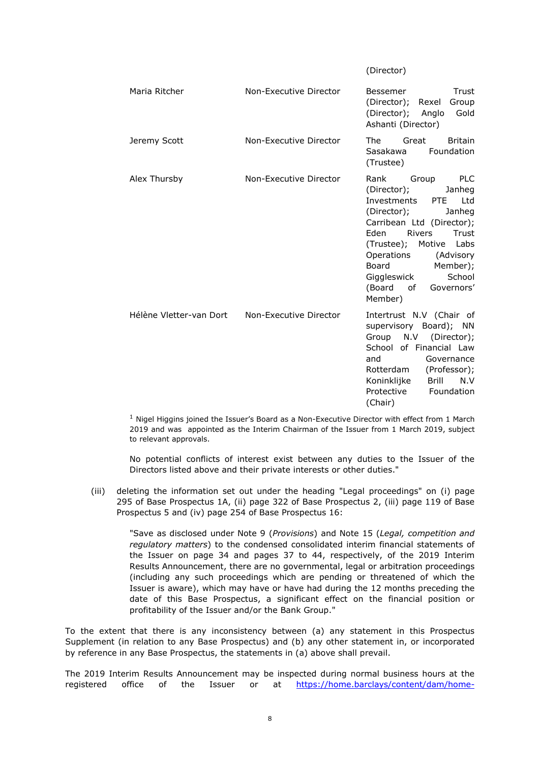| | | (Director) |
|---|---|---|
| Maria Ritcher | Non-Executive Director | Bessemer Trust (Director); Rexel Group (Director); Anglo Gold Ashanti (Director) |
| Jeremy Scott | Non-Executive Director | The Great Britain Sasakawa Foundation (Trustee) |
| Alex Thursby | Non-Executive Director | Rank Group PLC (Director); Janheg Investments PTE Ltd (Director); Janheg Carribean Ltd (Director); Eden Rivers Trust (Trustee); Motive Labs Operations (Advisory Board Member); Giggleswick School (Board of Governors' Member) |
| Hélène Vletter-van Dort | Non-Executive Director | Intertrust N.V (Chair of supervisory Board); NN Group N.V (Director); School of Financial Law and Governance Rotterdam (Professor); Koninklijke Brill N.V Protective Foundation (Chair) |

[1] Nigel Higgins joined the Issuer's Board as a Non-Executive Director with effect from 1 March 2019 and was appointed as the Interim Chairman of the Issuer from 1 March 2019, subject to relevant approvals.

No potential conflicts of interest exist between any duties to the Issuer of the Directors listed above and their private interests or other duties."

(iii) deleting the information set out under the heading "Legal proceedings" on (i) page 295 of Base Prospectus 1A, (ii) page 322 of Base Prospectus 2, (iii) page 119 of Base Prospectus 5 and (iv) page 254 of Base Prospectus 16:

"Save as disclosed under Note 9 (*Provisions*) and Note 15 (*Legal, competition and regulatory matters*) to the condensed consolidated interim financial statements of the Issuer on page 34 and pages 37 to 44, respectively, of the 2019 Interim Results Announcement, there are no governmental, legal or arbitration proceedings (including any such proceedings which are pending or threatened of which the Issuer is aware), which may have or have had during the 12 months preceding the date of this Base Prospectus, a significant effect on the financial position or profitability of the Issuer and/or the Bank Group."

To the extent that there is any inconsistency between (a) any statement in this Prospectus Supplement (in relation to any Base Prospectus) and (b) any other statement in, or incorporated by reference in any Base Prospectus, the statements in (a) above shall prevail.

The 2019 Interim Results Announcement may be inspected during normal business hours at the registered office of the Issuer or at https://home.barclays/content/dam/home-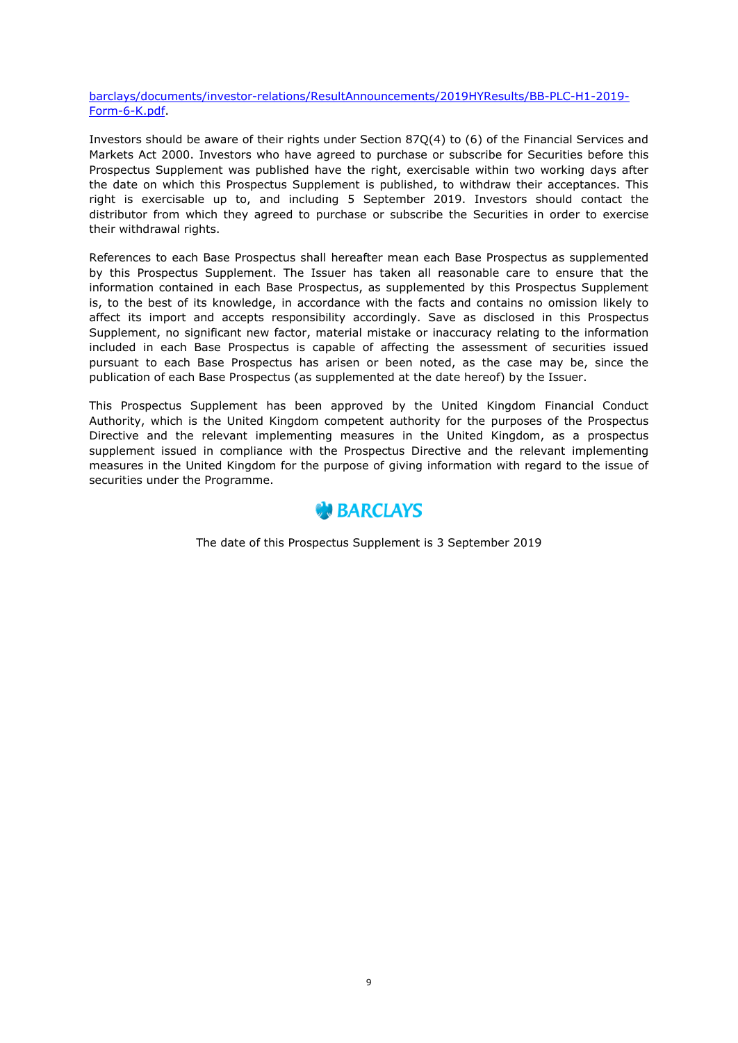barclays/documents/investor-relations/ResultAnnouncements/2019HYResults/BB-PLC-H1-2019-Form-6-K.pdf.

Investors should be aware of their rights under Section 87Q(4) to (6) of the Financial Services and Markets Act 2000. Investors who have agreed to purchase or subscribe for Securities before this Prospectus Supplement was published have the right, exercisable within two working days after the date on which this Prospectus Supplement is published, to withdraw their acceptances. This right is exercisable up to, and including 5 September 2019. Investors should contact the distributor from which they agreed to purchase or subscribe the Securities in order to exercise their withdrawal rights.

References to each Base Prospectus shall hereafter mean each Base Prospectus as supplemented by this Prospectus Supplement. The Issuer has taken all reasonable care to ensure that the information contained in each Base Prospectus, as supplemented by this Prospectus Supplement is, to the best of its knowledge, in accordance with the facts and contains no omission likely to affect its import and accepts responsibility accordingly. Save as disclosed in this Prospectus Supplement, no significant new factor, material mistake or inaccuracy relating to the information included in each Base Prospectus is capable of affecting the assessment of securities issued pursuant to each Base Prospectus has arisen or been noted, as the case may be, since the publication of each Base Prospectus (as supplemented at the date hereof) by the Issuer.

This Prospectus Supplement has been approved by the United Kingdom Financial Conduct Authority, which is the United Kingdom competent authority for the purposes of the Prospectus Directive and the relevant implementing measures in the United Kingdom, as a prospectus supplement issued in compliance with the Prospectus Directive and the relevant implementing measures in the United Kingdom for the purpose of giving information with regard to the issue of securities under the Programme.

BARCLAYS

The date of this Prospectus Supplement is 3 September 2019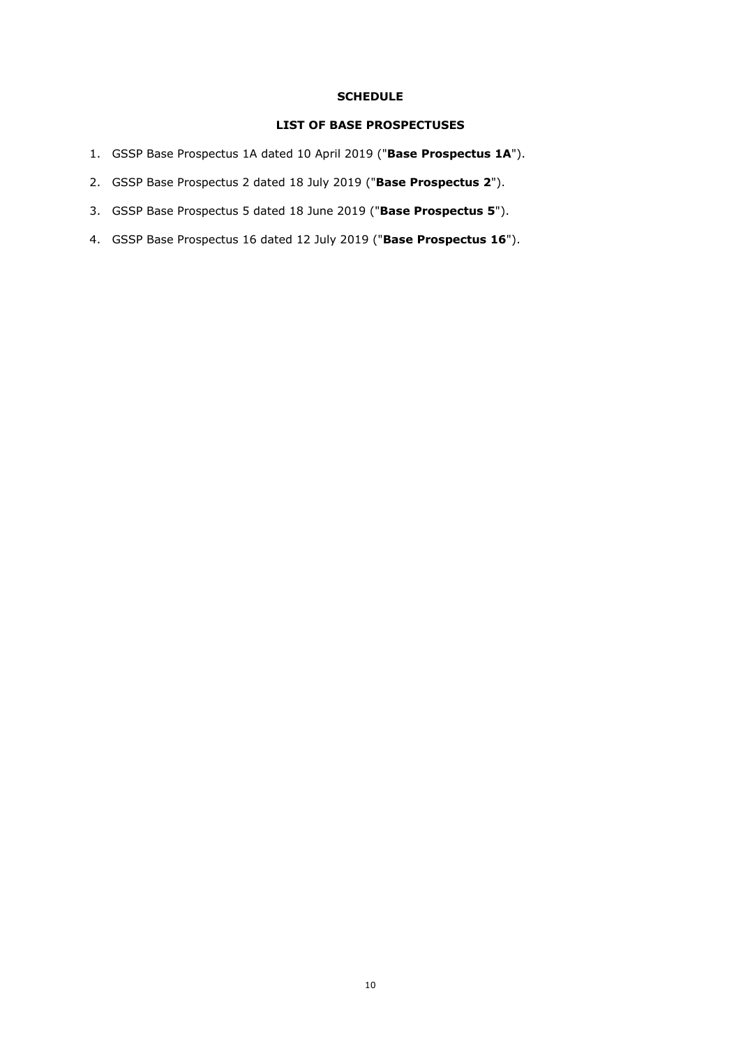## SCHEDULE

## LIST OF BASE PROSPECTUSES

1. GSSP Base Prospectus 1A dated 10 April 2019 ("**Base Prospectus 1A**").
2. GSSP Base Prospectus 2 dated 18 July 2019 ("**Base Prospectus 2**").
3. GSSP Base Prospectus 5 dated 18 June 2019 ("**Base Prospectus 5**").
4. GSSP Base Prospectus 16 dated 12 July 2019 ("**Base Prospectus 16**").